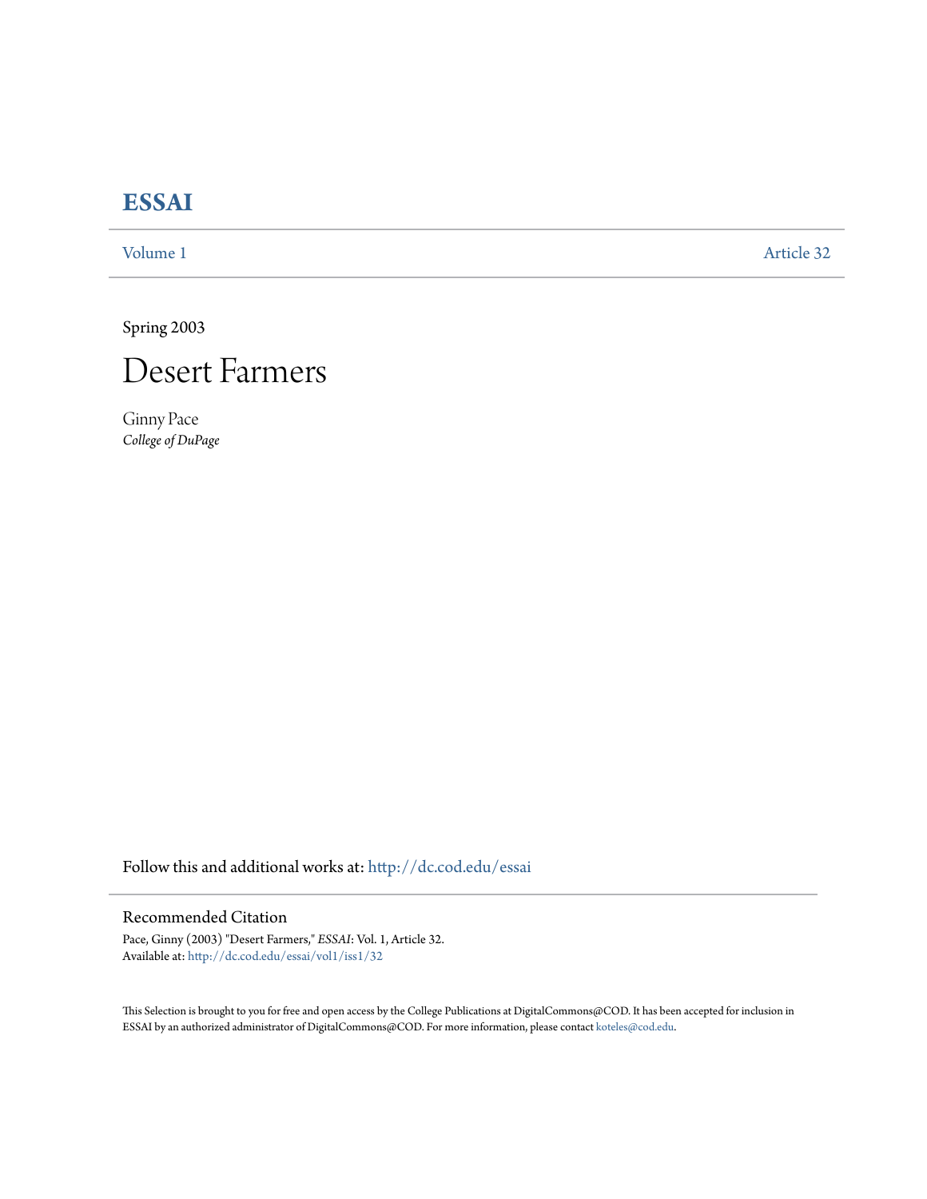# ESSAI

Volume 1 | Article 32

Spring 2003

## Desert Farmers

Ginny Pace
*College of DuPage*

Follow this and additional works at: http://dc.cod.edu/essai

### Recommended Citation

Pace, Ginny (2003) "Desert Farmers," *ESSAI*: Vol. 1, Article 32.
Available at: http://dc.cod.edu/essai/vol1/iss1/32

This Selection is brought to you for free and open access by the College Publications at DigitalCommons@COD. It has been accepted for inclusion in ESSAI by an authorized administrator of DigitalCommons@COD. For more information, please contact koteles@cod.edu.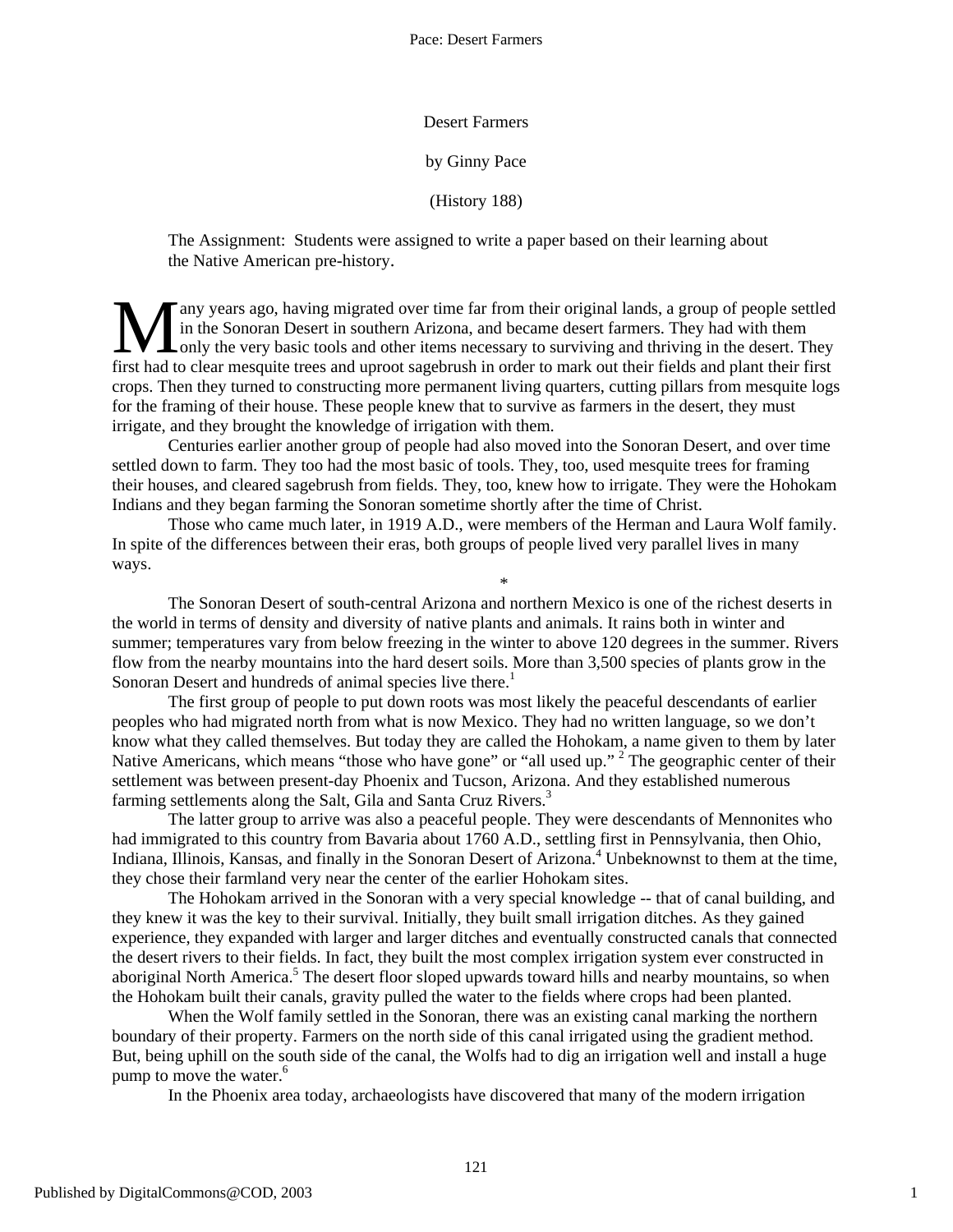Desert Farmers

by Ginny Pace

(History 188)

The Assignment: Students were assigned to write a paper based on their learning about the Native American pre-history.

Many years ago, having migrated over time far from their original lands, a group of people settled in the Sonoran Desert in southern Arizona, and became desert farmers. They had with them only the very basic tools and other items necessary to surviving and thriving in the desert. They first had to clear mesquite trees and uproot sagebrush in order to mark out their fields and plant their first crops. Then they turned to constructing more permanent living quarters, cutting pillars from mesquite logs for the framing of their house. These people knew that to survive as farmers in the desert, they must irrigate, and they brought the knowledge of irrigation with them.

Centuries earlier another group of people had also moved into the Sonoran Desert, and over time settled down to farm. They too had the most basic of tools. They, too, used mesquite trees for framing their houses, and cleared sagebrush from fields. They, too, knew how to irrigate. They were the Hohokam Indians and they began farming the Sonoran sometime shortly after the time of Christ.

Those who came much later, in 1919 A.D., were members of the Herman and Laura Wolf family. In spite of the differences between their eras, both groups of people lived very parallel lives in many ways.

*

The Sonoran Desert of south-central Arizona and northern Mexico is one of the richest deserts in the world in terms of density and diversity of native plants and animals. It rains both in winter and summer; temperatures vary from below freezing in the winter to above 120 degrees in the summer. Rivers flow from the nearby mountains into the hard desert soils. More than 3,500 species of plants grow in the Sonoran Desert and hundreds of animal species live there.[1]

The first group of people to put down roots was most likely the peaceful descendants of earlier peoples who had migrated north from what is now Mexico. They had no written language, so we don't know what they called themselves. But today they are called the Hohokam, a name given to them by later Native Americans, which means "those who have gone" or "all used up." [2] The geographic center of their settlement was between present-day Phoenix and Tucson, Arizona. And they established numerous farming settlements along the Salt, Gila and Santa Cruz Rivers.[3]

The latter group to arrive was also a peaceful people. They were descendants of Mennonites who had immigrated to this country from Bavaria about 1760 A.D., settling first in Pennsylvania, then Ohio, Indiana, Illinois, Kansas, and finally in the Sonoran Desert of Arizona.[4] Unbeknownst to them at the time, they chose their farmland very near the center of the earlier Hohokam sites.

The Hohokam arrived in the Sonoran with a very special knowledge -- that of canal building, and they knew it was the key to their survival. Initially, they built small irrigation ditches. As they gained experience, they expanded with larger and larger ditches and eventually constructed canals that connected the desert rivers to their fields. In fact, they built the most complex irrigation system ever constructed in aboriginal North America.[5] The desert floor sloped upwards toward hills and nearby mountains, so when the Hohokam built their canals, gravity pulled the water to the fields where crops had been planted.

When the Wolf family settled in the Sonoran, there was an existing canal marking the northern boundary of their property. Farmers on the north side of this canal irrigated using the gradient method. But, being uphill on the south side of the canal, the Wolfs had to dig an irrigation well and install a huge pump to move the water.[6]

In the Phoenix area today, archaeologists have discovered that many of the modern irrigation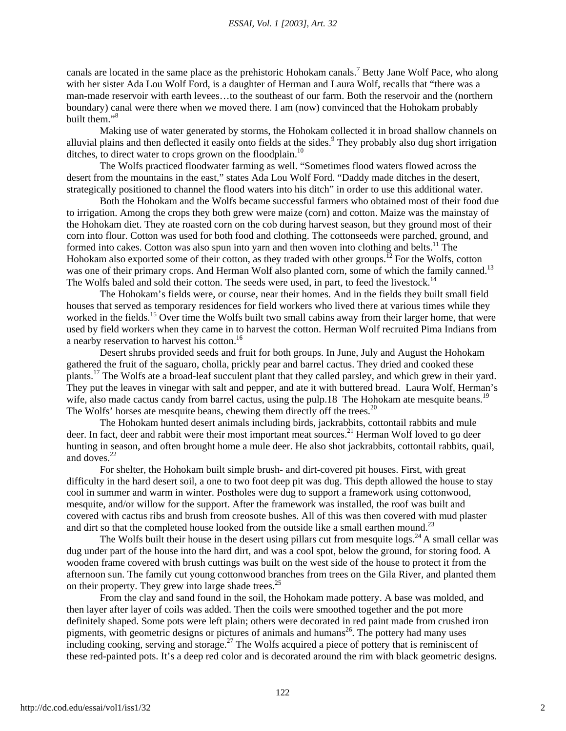canals are located in the same place as the prehistoric Hohokam canals.[7] Betty Jane Wolf Pace, who along with her sister Ada Lou Wolf Ford, is a daughter of Herman and Laura Wolf, recalls that "there was a man-made reservoir with earth levees…to the southeast of our farm. Both the reservoir and the (northern boundary) canal were there when we moved there. I am (now) convinced that the Hohokam probably built them."[8]

Making use of water generated by storms, the Hohokam collected it in broad shallow channels on alluvial plains and then deflected it easily onto fields at the sides.[9] They probably also dug short irrigation ditches, to direct water to crops grown on the floodplain.[10]

The Wolfs practiced floodwater farming as well. "Sometimes flood waters flowed across the desert from the mountains in the east," states Ada Lou Wolf Ford. "Daddy made ditches in the desert, strategically positioned to channel the flood waters into his ditch" in order to use this additional water.

Both the Hohokam and the Wolfs became successful farmers who obtained most of their food due to irrigation. Among the crops they both grew were maize (corn) and cotton. Maize was the mainstay of the Hohokam diet. They ate roasted corn on the cob during harvest season, but they ground most of their corn into flour. Cotton was used for both food and clothing. The cottonseeds were parched, ground, and formed into cakes. Cotton was also spun into yarn and then woven into clothing and belts.[11] The Hohokam also exported some of their cotton, as they traded with other groups.[12] For the Wolfs, cotton was one of their primary crops. And Herman Wolf also planted corn, some of which the family canned.[13] The Wolfs baled and sold their cotton. The seeds were used, in part, to feed the livestock.[14]

The Hohokam's fields were, or course, near their homes. And in the fields they built small field houses that served as temporary residences for field workers who lived there at various times while they worked in the fields.[15] Over time the Wolfs built two small cabins away from their larger home, that were used by field workers when they came in to harvest the cotton. Herman Wolf recruited Pima Indians from a nearby reservation to harvest his cotton.[16]

Desert shrubs provided seeds and fruit for both groups. In June, July and August the Hohokam gathered the fruit of the saguaro, cholla, prickly pear and barrel cactus. They dried and cooked these plants.[17] The Wolfs ate a broad-leaf succulent plant that they called parsley, and which grew in their yard. They put the leaves in vinegar with salt and pepper, and ate it with buttered bread. Laura Wolf, Herman's wife, also made cactus candy from barrel cactus, using the pulp.18 The Hohokam ate mesquite beans.[19] The Wolfs' horses ate mesquite beans, chewing them directly off the trees.[20]

The Hohokam hunted desert animals including birds, jackrabbits, cottontail rabbits and mule deer. In fact, deer and rabbit were their most important meat sources.[21] Herman Wolf loved to go deer hunting in season, and often brought home a mule deer. He also shot jackrabbits, cottontail rabbits, quail, and doves.[22]

For shelter, the Hohokam built simple brush- and dirt-covered pit houses. First, with great difficulty in the hard desert soil, a one to two foot deep pit was dug. This depth allowed the house to stay cool in summer and warm in winter. Postholes were dug to support a framework using cottonwood, mesquite, and/or willow for the support. After the framework was installed, the roof was built and covered with cactus ribs and brush from creosote bushes. All of this was then covered with mud plaster and dirt so that the completed house looked from the outside like a small earthen mound.[23]

The Wolfs built their house in the desert using pillars cut from mesquite logs.[24] A small cellar was dug under part of the house into the hard dirt, and was a cool spot, below the ground, for storing food. A wooden frame covered with brush cuttings was built on the west side of the house to protect it from the afternoon sun. The family cut young cottonwood branches from trees on the Gila River, and planted them on their property. They grew into large shade trees.[25]

From the clay and sand found in the soil, the Hohokam made pottery. A base was molded, and then layer after layer of coils was added. Then the coils were smoothed together and the pot more definitely shaped. Some pots were left plain; others were decorated in red paint made from crushed iron pigments, with geometric designs or pictures of animals and humans[26]. The pottery had many uses including cooking, serving and storage.[27] The Wolfs acquired a piece of pottery that is reminiscent of these red-painted pots. It's a deep red color and is decorated around the rim with black geometric designs.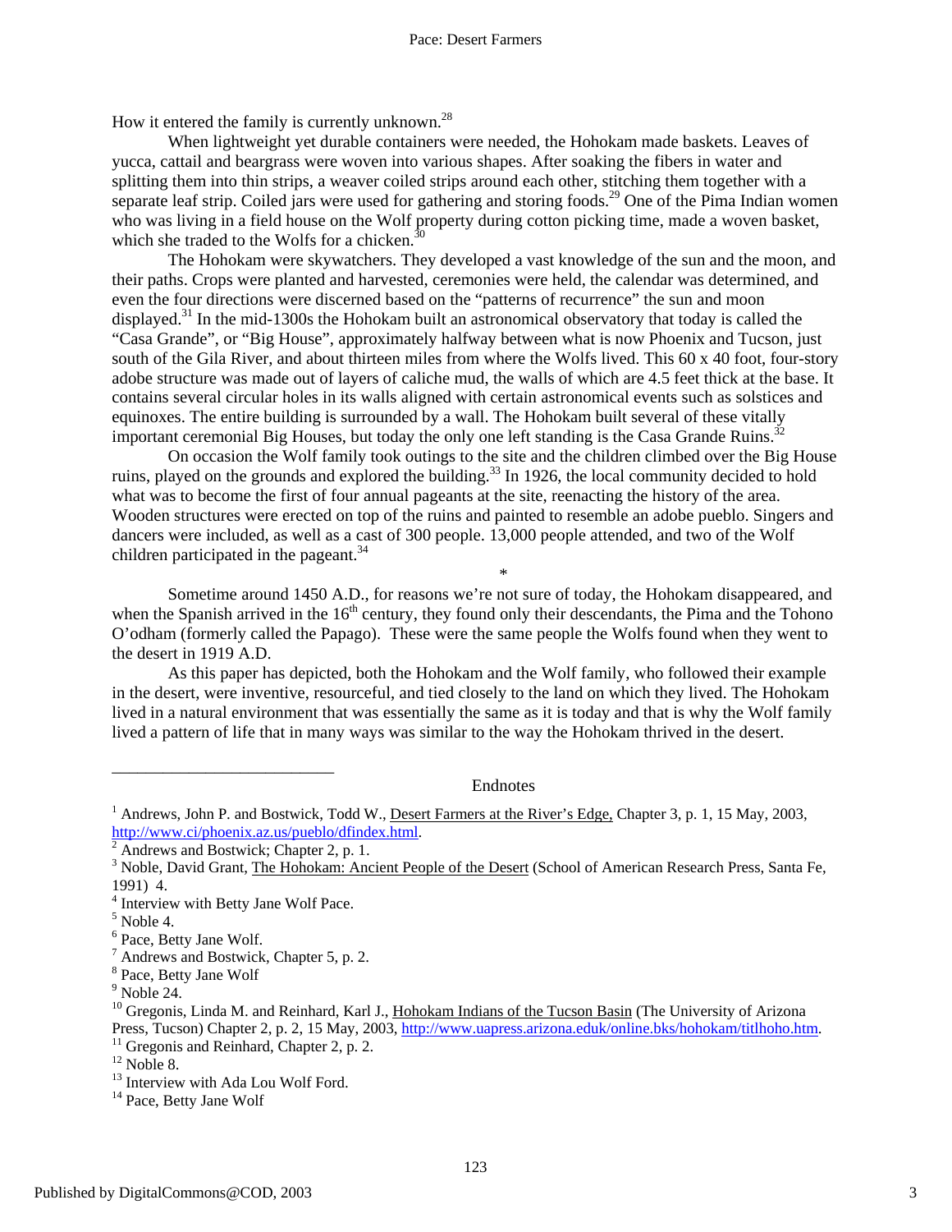How it entered the family is currently unknown.[28]

When lightweight yet durable containers were needed, the Hohokam made baskets. Leaves of yucca, cattail and beargrass were woven into various shapes. After soaking the fibers in water and splitting them into thin strips, a weaver coiled strips around each other, stitching them together with a separate leaf strip. Coiled jars were used for gathering and storing foods.[29] One of the Pima Indian women who was living in a field house on the Wolf property during cotton picking time, made a woven basket, which she traded to the Wolfs for a chicken.[30]

The Hohokam were skywatchers. They developed a vast knowledge of the sun and the moon, and their paths. Crops were planted and harvested, ceremonies were held, the calendar was determined, and even the four directions were discerned based on the "patterns of recurrence" the sun and moon displayed.[31] In the mid-1300s the Hohokam built an astronomical observatory that today is called the "Casa Grande", or "Big House", approximately halfway between what is now Phoenix and Tucson, just south of the Gila River, and about thirteen miles from where the Wolfs lived. This 60 x 40 foot, four-story adobe structure was made out of layers of caliche mud, the walls of which are 4.5 feet thick at the base. It contains several circular holes in its walls aligned with certain astronomical events such as solstices and equinoxes. The entire building is surrounded by a wall. The Hohokam built several of these vitally important ceremonial Big Houses, but today the only one left standing is the Casa Grande Ruins.[32]

On occasion the Wolf family took outings to the site and the children climbed over the Big House ruins, played on the grounds and explored the building.[33] In 1926, the local community decided to hold what was to become the first of four annual pageants at the site, reenacting the history of the area. Wooden structures were erected on top of the ruins and painted to resemble an adobe pueblo. Singers and dancers were included, as well as a cast of 300 people. 13,000 people attended, and two of the Wolf children participated in the pageant.[34]

*

Sometime around 1450 A.D., for reasons we're not sure of today, the Hohokam disappeared, and when the Spanish arrived in the 16th century, they found only their descendants, the Pima and the Tohono O'odham (formerly called the Papago). These were the same people the Wolfs found when they went to the desert in 1919 A.D.

As this paper has depicted, both the Hohokam and the Wolf family, who followed their example in the desert, were inventive, resourceful, and tied closely to the land on which they lived. The Hohokam lived in a natural environment that was essentially the same as it is today and that is why the Wolf family lived a pattern of life that in many ways was similar to the way the Hohokam thrived in the desert.

## Endnotes

[1] Andrews, John P. and Bostwick, Todd W., Desert Farmers at the River's Edge, Chapter 3, p. 1, 15 May, 2003, http://www.ci/phoenix.az.us/pueblo/dfindex.html.

[2] Andrews and Bostwick; Chapter 2, p. 1.

[3] Noble, David Grant, The Hohokam: Ancient People of the Desert (School of American Research Press, Santa Fe, 1991) 4.

[4] Interview with Betty Jane Wolf Pace.

[5] Noble 4.

[6] Pace, Betty Jane Wolf.

[7] Andrews and Bostwick, Chapter 5, p. 2.

[8] Pace, Betty Jane Wolf

[9] Noble 24.

[10] Gregonis, Linda M. and Reinhard, Karl J., Hohokam Indians of the Tucson Basin (The University of Arizona Press, Tucson) Chapter 2, p. 2, 15 May, 2003, http://www.uapress.arizona.eduk/online.bks/hohokam/titlhoho.htm.

[11] Gregonis and Reinhard, Chapter 2, p. 2.

[12] Noble 8.

[13] Interview with Ada Lou Wolf Ford.

[14] Pace, Betty Jane Wolf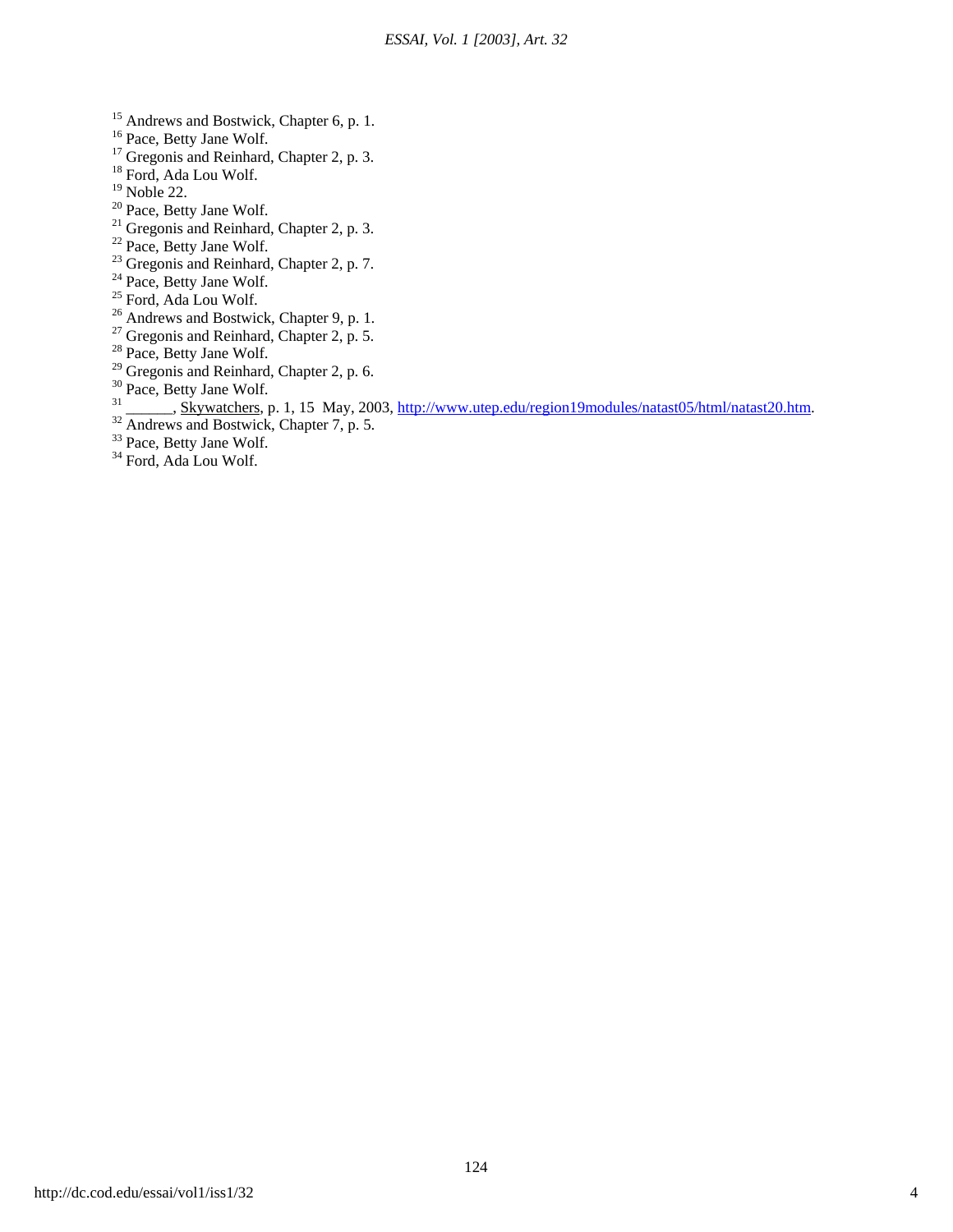[15] Andrews and Bostwick, Chapter 6, p. 1.
[16] Pace, Betty Jane Wolf.
[17] Gregonis and Reinhard, Chapter 2, p. 3.
[18] Ford, Ada Lou Wolf.
[19] Noble 22.
[20] Pace, Betty Jane Wolf.
[21] Gregonis and Reinhard, Chapter 2, p. 3.
[22] Pace, Betty Jane Wolf.
[23] Gregonis and Reinhard, Chapter 2, p. 7.
[24] Pace, Betty Jane Wolf.
[25] Ford, Ada Lou Wolf.
[26] Andrews and Bostwick, Chapter 9, p. 1.
[27] Gregonis and Reinhard, Chapter 2, p. 5.
[28] Pace, Betty Jane Wolf.
[29] Gregonis and Reinhard, Chapter 2, p. 6.
[30] Pace, Betty Jane Wolf.
[31] ______, Skywatchers, p. 1, 15 May, 2003, http://www.utep.edu/region19modules/natast05/html/natast20.htm.
[32] Andrews and Bostwick, Chapter 7, p. 5.
[33] Pace, Betty Jane Wolf.
[34] Ford, Ada Lou Wolf.